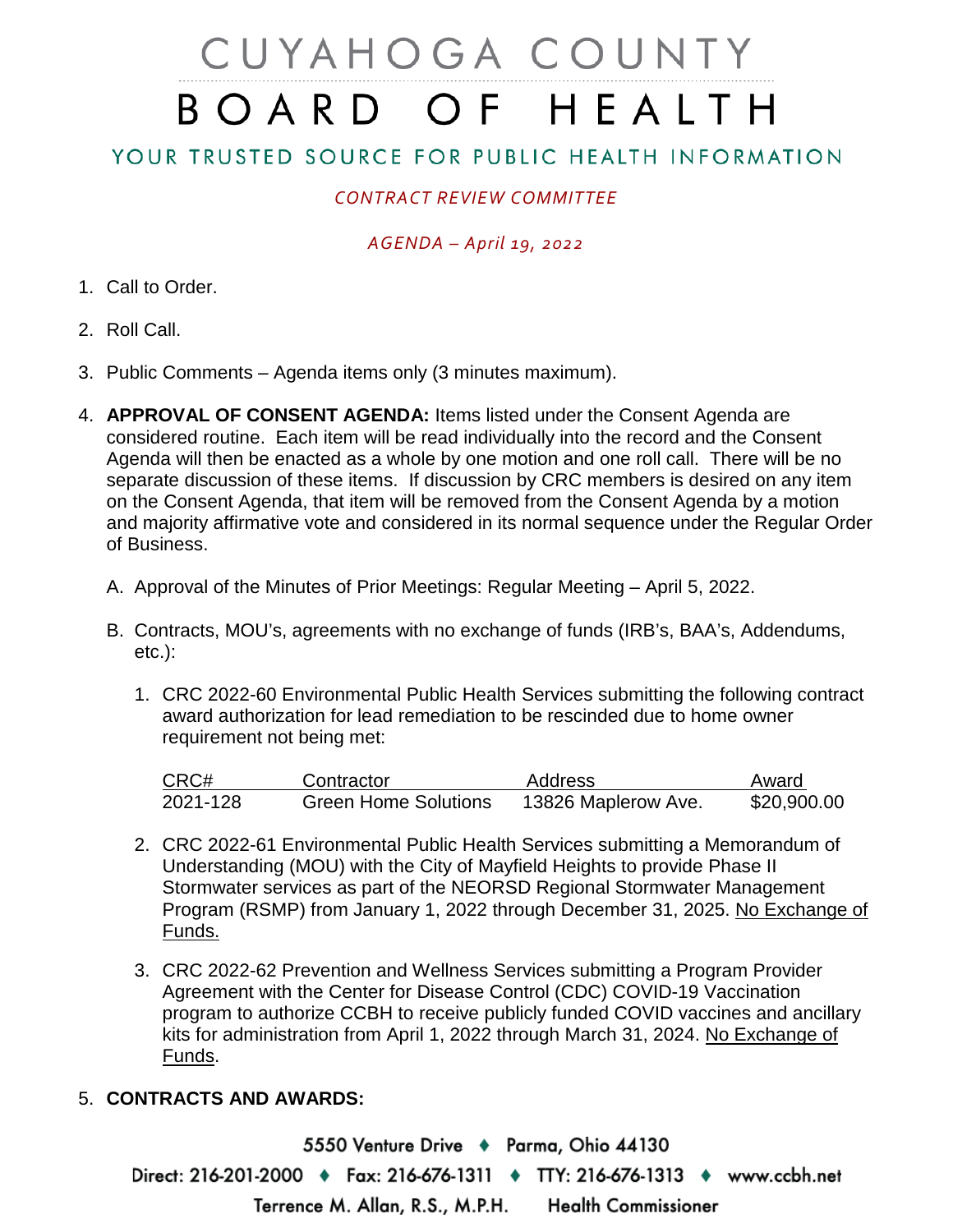# CUYAHOGA COUNTY BOARD OF HEALTH

## YOUR TRUSTED SOURCE FOR PUBLIC HEALTH INFORMATION

*CONTRACT REVIEW COMMITTEE*

*AGENDA – April 19, 2022*

1. Call to Order.

2. Roll Call.

3. Public Comments – Agenda items only (3 minutes maximum).

4. **APPROVAL OF CONSENT AGENDA:** Items listed under the Consent Agenda are considered routine. Each item will be read individually into the record and the Consent Agenda will then be enacted as a whole by one motion and one roll call. There will be no separate discussion of these items. If discussion by CRC members is desired on any item on the Consent Agenda, that item will be removed from the Consent Agenda by a motion and majority affirmative vote and considered in its normal sequence under the Regular Order of Business.

   A. Approval of the Minutes of Prior Meetings: Regular Meeting – April 5, 2022.

   B. Contracts, MOU's, agreements with no exchange of funds (IRB's, BAA's, Addendums, etc.):

      1. CRC 2022-60 Environmental Public Health Services submitting the following contract award authorization for lead remediation to be rescinded due to home owner requirement not being met:

| CRC# | Contractor | Address | Award |
|---|---|---|---|
| 2021-128 | Green Home Solutions | 13826 Maplerow Ave. | $20,900.00 |

      2. CRC 2022-61 Environmental Public Health Services submitting a Memorandum of Understanding (MOU) with the City of Mayfield Heights to provide Phase II Stormwater services as part of the NEORSD Regional Stormwater Management Program (RSMP) from January 1, 2022 through December 31, 2025. No Exchange of Funds.

      3. CRC 2022-62 Prevention and Wellness Services submitting a Program Provider Agreement with the Center for Disease Control (CDC) COVID-19 Vaccination program to authorize CCBH to receive publicly funded COVID vaccines and ancillary kits for administration from April 1, 2022 through March 31, 2024. No Exchange of Funds.

5. **CONTRACTS AND AWARDS:**

5550 Venture Drive ♦ Parma, Ohio 44130

Direct: 216-201-2000 ♦ Fax: 216-676-1311 ♦ TTY: 216-676-1313 ♦ www.ccbh.net

Terrence M. Allan, R.S., M.P.H. Health Commissioner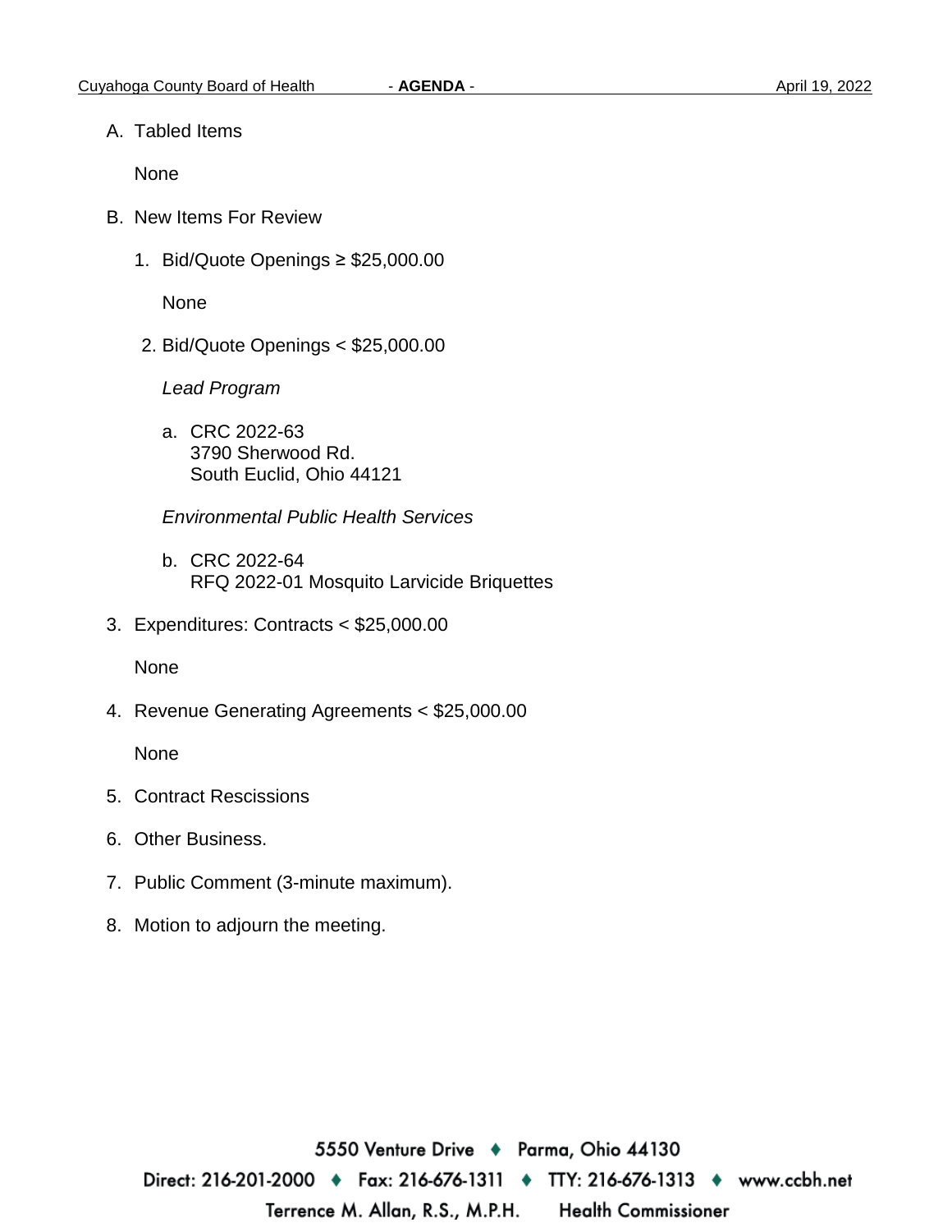A. Tabled Items

   None

B. New Items For Review

   1. Bid/Quote Openings ≥ $25,000.00

      None

   2. Bid/Quote Openings < $25,000.00

      *Lead Program*

      a. CRC 2022-63
         3790 Sherwood Rd.
         South Euclid, Ohio 44121

      *Environmental Public Health Services*

      b. CRC 2022-64
         RFQ 2022-01 Mosquito Larvicide Briquettes

   3. Expenditures: Contracts < $25,000.00

      None

   4. Revenue Generating Agreements < $25,000.00

      None

   5. Contract Rescissions

   6. Other Business.

   7. Public Comment (3-minute maximum).

   8. Motion to adjourn the meeting.